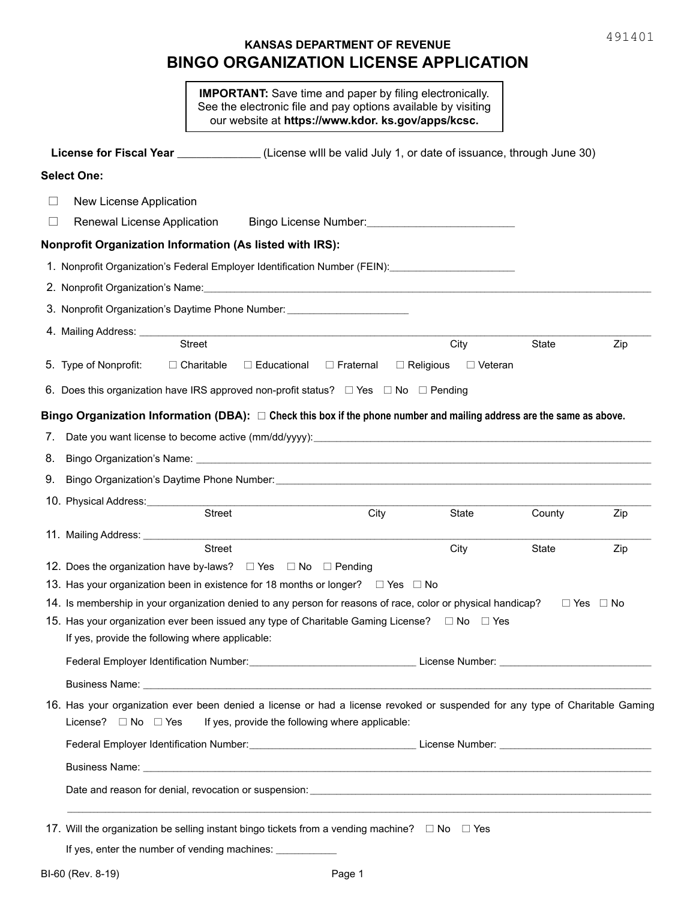491401

**KANSAS DEPARTMENT OF REVENUE**

# BINGO ORGANIZATION LICENSE APPLICATION

> **IMPORTANT:** Save time and paper by filing electronically. See the electronic file and pay options available by visiting our website at **https://www.kdor. ks.gov/apps/kcsc.**

**License for Fiscal Year** _____________ (License wIll be valid July 1, or date of issuance, through June 30)

**Select One:**

☐ New License Application

☐ Renewal License Application  Bingo License Number:________________________

**Nonprofit Organization Information (As listed with IRS):**

1. Nonprofit Organization's Federal Employer Identification Number (FEIN):______________________
2. Nonprofit Organization's Name:________________________________________________
3. Nonprofit Organization's Daytime Phone Number:_____________________
4. Mailing Address: ________________________________________________
   Street  City  State  Zip
5. Type of Nonprofit: ☐ Charitable ☐ Educational ☐ Fraternal ☐ Religious ☐ Veteran
6. Does this organization have IRS approved non-profit status? ☐ Yes ☐ No ☐ Pending

**Bingo Organization Information (DBA):** ☐ **Check this box if the phone number and mailing address are the same as above.**

7. Date you want license to become active (mm/dd/yyyy):________________________________
8. Bingo Organization's Name: ________________________________________________
9. Bingo Organization's Daytime Phone Number:________________________________________
10. Physical Address:________________________________________________
    Street  City  State  County  Zip
11. Mailing Address: ________________________________________________
    Street  City  State  Zip
12. Does the organization have by-laws? ☐ Yes ☐ No ☐ Pending
13. Has your organization been in existence for 18 months or longer? ☐ Yes ☐ No
14. Is membership in your organization denied to any person for reasons of race, color or physical handicap? ☐ Yes ☐ No
15. Has your organization ever been issued any type of Charitable Gaming License? ☐ No ☐ Yes
    If yes, provide the following where applicable:

    Federal Employer Identification Number:_____________________________ License Number: ___________________________

    Business Name: ________________________________________________
16. Has your organization ever been denied a license or had a license revoked or suspended for any type of Charitable Gaming License? ☐ No ☐ Yes  If yes, provide the following where applicable:

    Federal Employer Identification Number:_____________________________ License Number: ___________________________

    Business Name: ________________________________________________

    Date and reason for denial, revocation or suspension:________________________________________________

    ________________________________________________
17. Will the organization be selling instant bingo tickets from a vending machine? ☐ No ☐ Yes

    If yes, enter the number of vending machines: ___________

BI-60 (Rev. 8-19)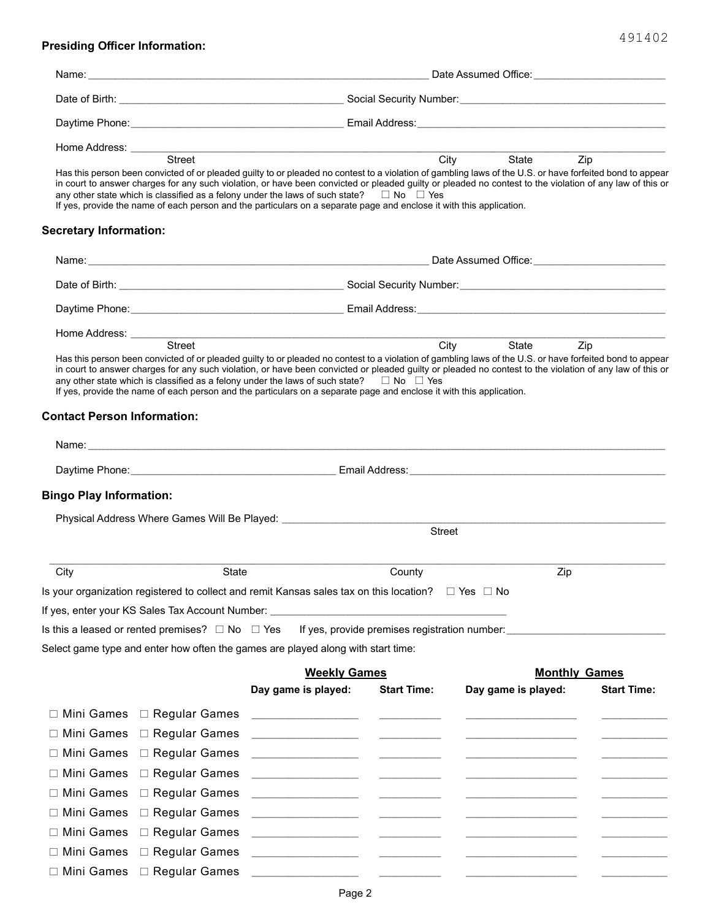491402

**Presiding Officer Information:**

Name: ____________________ Date Assumed Office: ____________________

Date of Birth: ____________________ Social Security Number: ____________________

Daytime Phone: ____________________ Email Address: ____________________

Home Address: ____________________
Street City State Zip

Has this person been convicted of or pleaded guilty to or pleaded no contest to a violation of gambling laws of the U.S. or have forfeited bond to appear in court to answer charges for any such violation, or have been convicted or pleaded guilty or pleaded no contest to the violation of any law of this or any other state which is classified as a felony under the laws of such state? ☐ No ☐ Yes
If yes, provide the name of each person and the particulars on a separate page and enclose it with this application.

**Secretary Information:**

Name: ____________________ Date Assumed Office: ____________________

Date of Birth: ____________________ Social Security Number: ____________________

Daytime Phone: ____________________ Email Address: ____________________

Home Address: ____________________
Street City State Zip

Has this person been convicted of or pleaded guilty to or pleaded no contest to a violation of gambling laws of the U.S. or have forfeited bond to appear in court to answer charges for any such violation, or have been convicted or pleaded guilty or pleaded no contest to the violation of any law of this or any other state which is classified as a felony under the laws of such state? ☐ No ☐ Yes
If yes, provide the name of each person and the particulars on a separate page and enclose it with this application.

**Contact Person Information:**

Name: ____________________

Daytime Phone: ____________________ Email Address: ____________________

**Bingo Play Information:**

Physical Address Where Games Will Be Played: ____________________
Street

____________________
City State County Zip

Is your organization registered to collect and remit Kansas sales tax on this location? ☐ Yes ☐ No

If yes, enter your KS Sales Tax Account Number: ____________________

Is this a leased or rented premises? ☐ No ☐ Yes If yes, provide premises registration number: ____________________

Select game type and enter how often the games are played along with start time:

| | | **Weekly Games** | | **Monthly Games** | |
|---|---|---|---|---|---|
| | | **Day game is played:** | **Start Time:** | **Day game is played:** | **Start Time:** |
| ☐ Mini Games | ☐ Regular Games | ________ | ________ | ________ | ________ |
| ☐ Mini Games | ☐ Regular Games | ________ | ________ | ________ | ________ |
| ☐ Mini Games | ☐ Regular Games | ________ | ________ | ________ | ________ |
| ☐ Mini Games | ☐ Regular Games | ________ | ________ | ________ | ________ |
| ☐ Mini Games | ☐ Regular Games | ________ | ________ | ________ | ________ |
| ☐ Mini Games | ☐ Regular Games | ________ | ________ | ________ | ________ |
| ☐ Mini Games | ☐ Regular Games | ________ | ________ | ________ | ________ |
| ☐ Mini Games | ☐ Regular Games | ________ | ________ | ________ | ________ |
| ☐ Mini Games | ☐ Regular Games | ________ | ________ | ________ | ________ |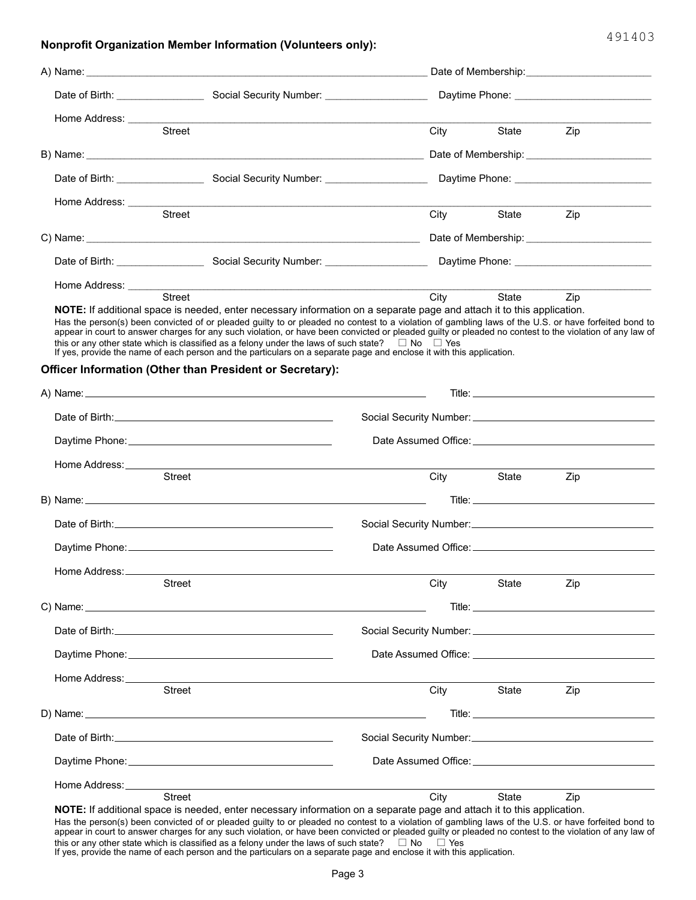491403

**Nonprofit Organization Member Information (Volunteers only):**

A) Name: ____________________ Date of Membership: ____________________

Date of Birth: ______________ Social Security Number: ______________ Daytime Phone: ______________

Home Address: ____________________________________________
Street City State Zip

B) Name: ____________________ Date of Membership: ____________________

Date of Birth: ______________ Social Security Number: ______________ Daytime Phone: ______________

Home Address: ____________________________________________
Street City State Zip

C) Name: ____________________ Date of Membership: ____________________

Date of Birth: ______________ Social Security Number: ______________ Daytime Phone: ______________

Home Address: ____________________________________________
Street City State Zip

**NOTE:** If additional space is needed, enter necessary information on a separate page and attach it to this application.

Has the person(s) been convicted of or pleaded guilty to or pleaded no contest to a violation of gambling laws of the U.S. or have forfeited bond to appear in court to answer charges for any such violation, or have been convicted or pleaded guilty or pleaded no contest to the violation of any law of this or any other state which is classified as a felony under the laws of such state? ☐ No ☐ Yes

If yes, provide the name of each person and the particulars on a separate page and enclose it with this application.

**Officer Information (Other than President or Secretary):**

A) Name: ____________________ Title: ____________________

Date of Birth: ____________________ Social Security Number: ____________________

Daytime Phone: ____________________ Date Assumed Office: ____________________

Home Address: ____________________________________________
Street City State Zip

B) Name: ____________________ Title: ____________________

Date of Birth: ____________________ Social Security Number: ____________________

Daytime Phone: ____________________ Date Assumed Office: ____________________

Home Address: ____________________________________________
Street City State Zip

C) Name: ____________________ Title: ____________________

Date of Birth: ____________________ Social Security Number: ____________________

Daytime Phone: ____________________ Date Assumed Office: ____________________

Home Address: ____________________________________________
Street City State Zip

D) Name: ____________________ Title: ____________________

Date of Birth: ____________________ Social Security Number: ____________________

Daytime Phone: ____________________ Date Assumed Office: ____________________

Home Address: ____________________________________________
Street City State Zip

**NOTE:** If additional space is needed, enter necessary information on a separate page and attach it to this application.

Has the person(s) been convicted of or pleaded guilty to or pleaded no contest to a violation of gambling laws of the U.S. or have forfeited bond to appear in court to answer charges for any such violation, or have been convicted or pleaded guilty or pleaded no contest to the violation of any law of this or any other state which is classified as a felony under the laws of such state? ☐ No ☐ Yes

If yes, provide the name of each person and the particulars on a separate page and enclose it with this application.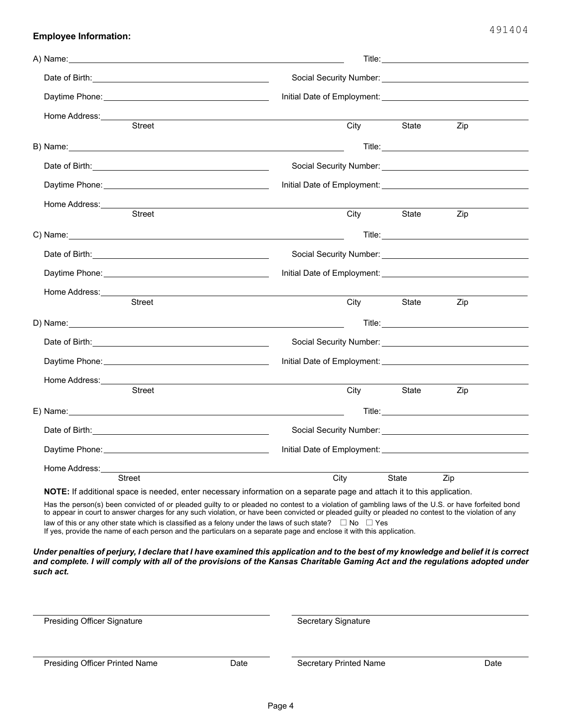491404

**Employee Information:**

A) Name: ______________________________ Title: ______________________________

Date of Birth: ______________________________ Social Security Number: ______________________________

Daytime Phone: ______________________________ Initial Date of Employment: ______________________________

Home Address: ______________________________
Street City State Zip

B) Name: ______________________________ Title: ______________________________

Date of Birth: ______________________________ Social Security Number: ______________________________

Daytime Phone: ______________________________ Initial Date of Employment: ______________________________

Home Address: ______________________________
Street City State Zip

C) Name: ______________________________ Title: ______________________________

Date of Birth: ______________________________ Social Security Number: ______________________________

Daytime Phone: ______________________________ Initial Date of Employment: ______________________________

Home Address: ______________________________
Street City State Zip

D) Name: ______________________________ Title: ______________________________

Date of Birth: ______________________________ Social Security Number: ______________________________

Daytime Phone: ______________________________ Initial Date of Employment: ______________________________

Home Address: ______________________________
Street City State Zip

E) Name: ______________________________ Title: ______________________________

Date of Birth: ______________________________ Social Security Number: ______________________________

Daytime Phone: ______________________________ Initial Date of Employment: ______________________________

Home Address: ______________________________
Street City State Zip

**NOTE:** If additional space is needed, enter necessary information on a separate page and attach it to this application.

Has the person(s) been convicted of or pleaded guilty to or pleaded no contest to a violation of gambling laws of the U.S. or have forfeited bond to appear in court to answer charges for any such violation, or have been convicted or pleaded guilty or pleaded no contest to the violation of any law of this or any other state which is classified as a felony under the laws of such state? ☐ No ☐ Yes
If yes, provide the name of each person and the particulars on a separate page and enclose it with this application.

***Under penalties of perjury, I declare that I have examined this application and to the best of my knowledge and belief it is correct and complete. I will comply with all of the provisions of the Kansas Charitable Gaming Act and the regulations adopted under such act.***

______________________________ ______________________________
Presiding Officer Signature Secretary Signature

______________________________ ______________________________
Presiding Officer Printed Name Date Secretary Printed Name Date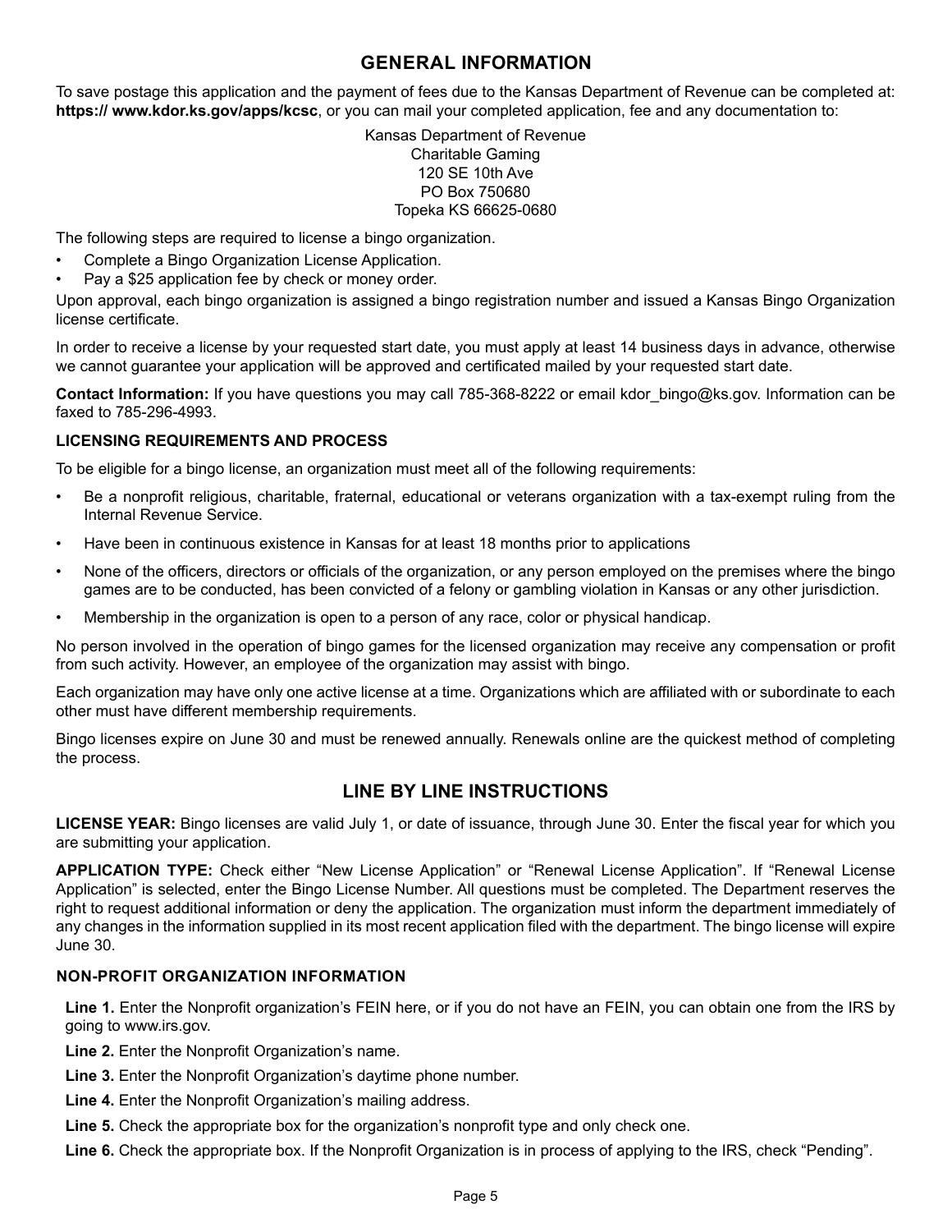## GENERAL INFORMATION

To save postage this application and the payment of fees due to the Kansas Department of Revenue can be completed at: **https:// www.kdor.ks.gov/apps/kcsc**, or you can mail your completed application, fee and any documentation to:

Kansas Department of Revenue
Charitable Gaming
120 SE 10th Ave
PO Box 750680
Topeka KS 66625-0680

The following steps are required to license a bingo organization.

- Complete a Bingo Organization License Application.
- Pay a $25 application fee by check or money order.

Upon approval, each bingo organization is assigned a bingo registration number and issued a Kansas Bingo Organization license certificate.

In order to receive a license by your requested start date, you must apply at least 14 business days in advance, otherwise we cannot guarantee your application will be approved and certificated mailed by your requested start date.

**Contact Information:** If you have questions you may call 785-368-8222 or email kdor_bingo@ks.gov. Information can be faxed to 785-296-4993.

### LICENSING REQUIREMENTS AND PROCESS

To be eligible for a bingo license, an organization must meet all of the following requirements:

- Be a nonprofit religious, charitable, fraternal, educational or veterans organization with a tax-exempt ruling from the Internal Revenue Service.
- Have been in continuous existence in Kansas for at least 18 months prior to applications
- None of the officers, directors or officials of the organization, or any person employed on the premises where the bingo games are to be conducted, has been convicted of a felony or gambling violation in Kansas or any other jurisdiction.
- Membership in the organization is open to a person of any race, color or physical handicap.

No person involved in the operation of bingo games for the licensed organization may receive any compensation or profit from such activity. However, an employee of the organization may assist with bingo.

Each organization may have only one active license at a time. Organizations which are affiliated with or subordinate to each other must have different membership requirements.

Bingo licenses expire on June 30 and must be renewed annually. Renewals online are the quickest method of completing the process.

## LINE BY LINE INSTRUCTIONS

**LICENSE YEAR:** Bingo licenses are valid July 1, or date of issuance, through June 30. Enter the fiscal year for which you are submitting your application.

**APPLICATION TYPE:** Check either "New License Application" or "Renewal License Application". If "Renewal License Application" is selected, enter the Bingo License Number. All questions must be completed. The Department reserves the right to request additional information or deny the application. The organization must inform the department immediately of any changes in the information supplied in its most recent application filed with the department. The bingo license will expire June 30.

### NON-PROFIT ORGANIZATION INFORMATION

**Line 1.** Enter the Nonprofit organization's FEIN here, or if you do not have an FEIN, you can obtain one from the IRS by going to www.irs.gov.

**Line 2.** Enter the Nonprofit Organization's name.

**Line 3.** Enter the Nonprofit Organization's daytime phone number.

**Line 4.** Enter the Nonprofit Organization's mailing address.

**Line 5.** Check the appropriate box for the organization's nonprofit type and only check one.

**Line 6.** Check the appropriate box. If the Nonprofit Organization is in process of applying to the IRS, check "Pending".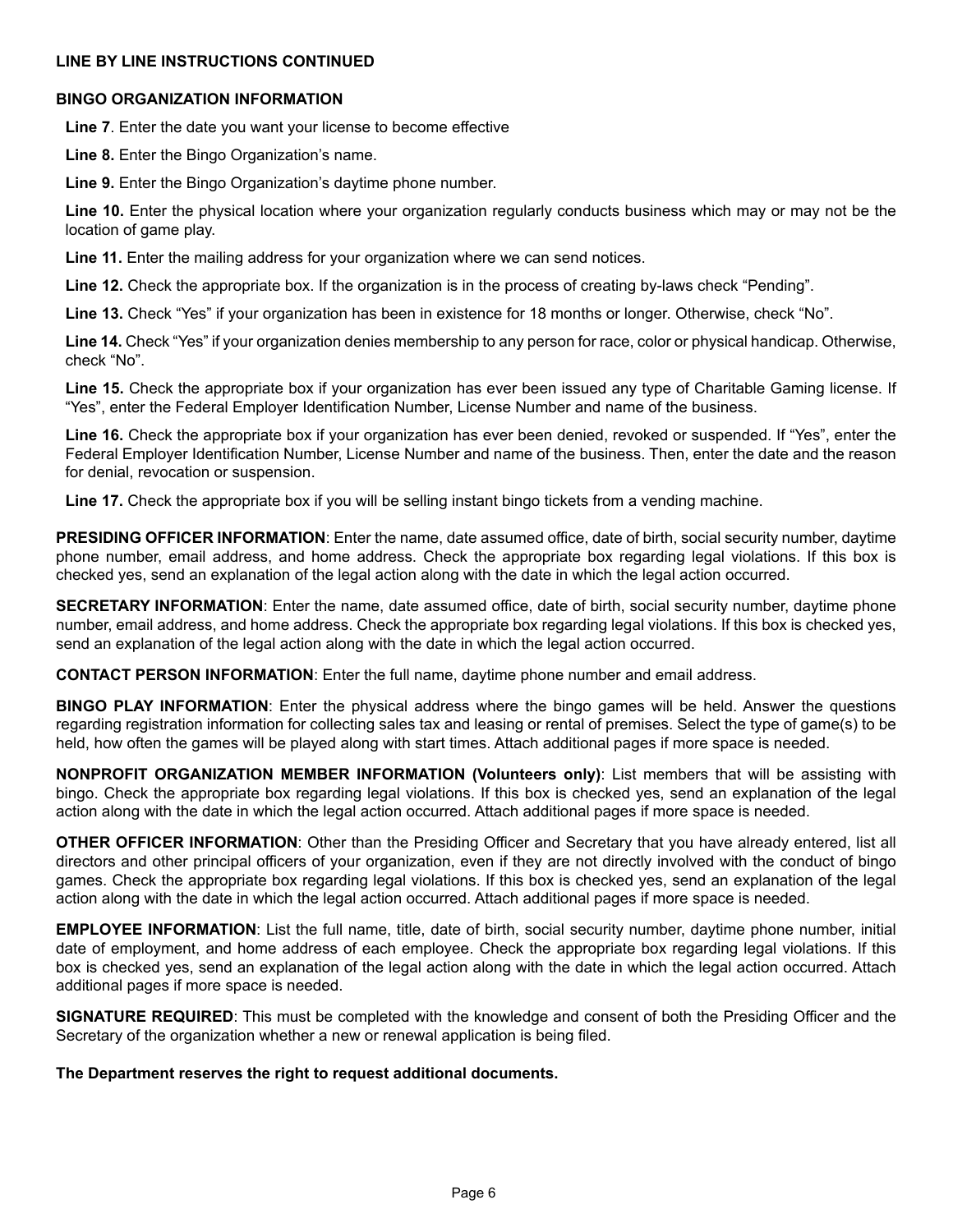**LINE BY LINE INSTRUCTIONS CONTINUED**

**BINGO ORGANIZATION INFORMATION**

**Line 7**. Enter the date you want your license to become effective

**Line 8.** Enter the Bingo Organization's name.

**Line 9.** Enter the Bingo Organization's daytime phone number.

**Line 10.** Enter the physical location where your organization regularly conducts business which may or may not be the location of game play.

**Line 11.** Enter the mailing address for your organization where we can send notices.

**Line 12.** Check the appropriate box. If the organization is in the process of creating by-laws check "Pending".

**Line 13.** Check "Yes" if your organization has been in existence for 18 months or longer. Otherwise, check "No".

**Line 14.** Check "Yes" if your organization denies membership to any person for race, color or physical handicap. Otherwise, check "No".

**Line 15.** Check the appropriate box if your organization has ever been issued any type of Charitable Gaming license. If "Yes", enter the Federal Employer Identification Number, License Number and name of the business.

**Line 16.** Check the appropriate box if your organization has ever been denied, revoked or suspended. If "Yes", enter the Federal Employer Identification Number, License Number and name of the business. Then, enter the date and the reason for denial, revocation or suspension.

**Line 17.** Check the appropriate box if you will be selling instant bingo tickets from a vending machine.

**PRESIDING OFFICER INFORMATION**: Enter the name, date assumed office, date of birth, social security number, daytime phone number, email address, and home address. Check the appropriate box regarding legal violations. If this box is checked yes, send an explanation of the legal action along with the date in which the legal action occurred.

**SECRETARY INFORMATION**: Enter the name, date assumed office, date of birth, social security number, daytime phone number, email address, and home address. Check the appropriate box regarding legal violations. If this box is checked yes, send an explanation of the legal action along with the date in which the legal action occurred.

**CONTACT PERSON INFORMATION**: Enter the full name, daytime phone number and email address.

**BINGO PLAY INFORMATION**: Enter the physical address where the bingo games will be held. Answer the questions regarding registration information for collecting sales tax and leasing or rental of premises. Select the type of game(s) to be held, how often the games will be played along with start times. Attach additional pages if more space is needed.

**NONPROFIT ORGANIZATION MEMBER INFORMATION (Volunteers only)**: List members that will be assisting with bingo. Check the appropriate box regarding legal violations. If this box is checked yes, send an explanation of the legal action along with the date in which the legal action occurred. Attach additional pages if more space is needed.

**OTHER OFFICER INFORMATION**: Other than the Presiding Officer and Secretary that you have already entered, list all directors and other principal officers of your organization, even if they are not directly involved with the conduct of bingo games. Check the appropriate box regarding legal violations. If this box is checked yes, send an explanation of the legal action along with the date in which the legal action occurred. Attach additional pages if more space is needed.

**EMPLOYEE INFORMATION**: List the full name, title, date of birth, social security number, daytime phone number, initial date of employment, and home address of each employee. Check the appropriate box regarding legal violations. If this box is checked yes, send an explanation of the legal action along with the date in which the legal action occurred. Attach additional pages if more space is needed.

**SIGNATURE REQUIRED**: This must be completed with the knowledge and consent of both the Presiding Officer and the Secretary of the organization whether a new or renewal application is being filed.

**The Department reserves the right to request additional documents.**